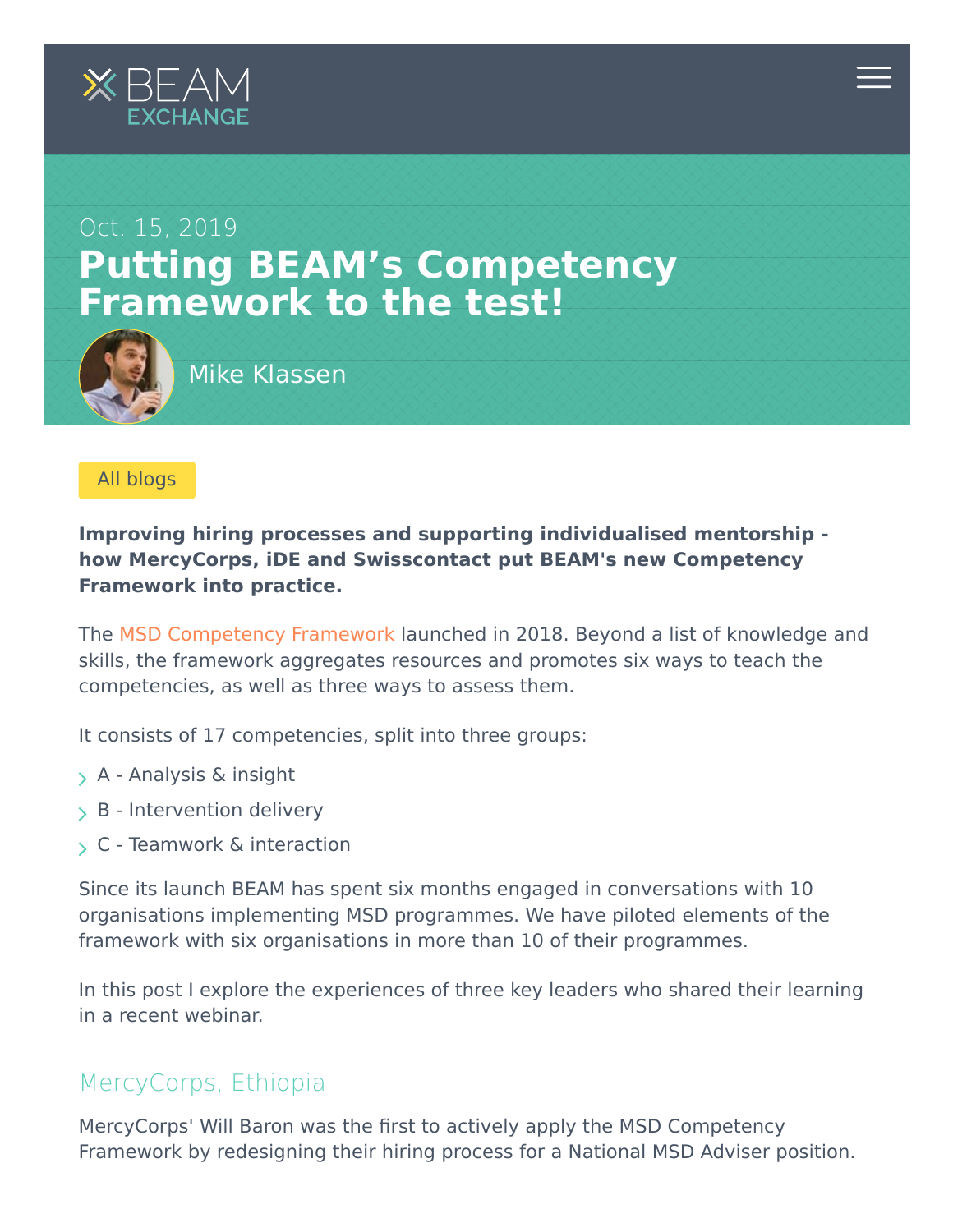BEAM EXCHANGE

Oct. 15, 2019

# Putting BEAM's Competency Framework to the test!

Mike Klassen

All blogs

**Improving hiring processes and supporting individualised mentorship - how MercyCorps, iDE and Swisscontact put BEAM's new Competency Framework into practice.**

The MSD Competency Framework launched in 2018. Beyond a list of knowledge and skills, the framework aggregates resources and promotes six ways to teach the competencies, as well as three ways to assess them.

It consists of 17 competencies, split into three groups:

- A - Analysis & insight
- B - Intervention delivery
- C - Teamwork & interaction

Since its launch BEAM has spent six months engaged in conversations with 10 organisations implementing MSD programmes. We have piloted elements of the framework with six organisations in more than 10 of their programmes.

In this post I explore the experiences of three key leaders who shared their learning in a recent webinar.

## MercyCorps, Ethiopia

MercyCorps' Will Baron was the first to actively apply the MSD Competency Framework by redesigning their hiring process for a National MSD Adviser position.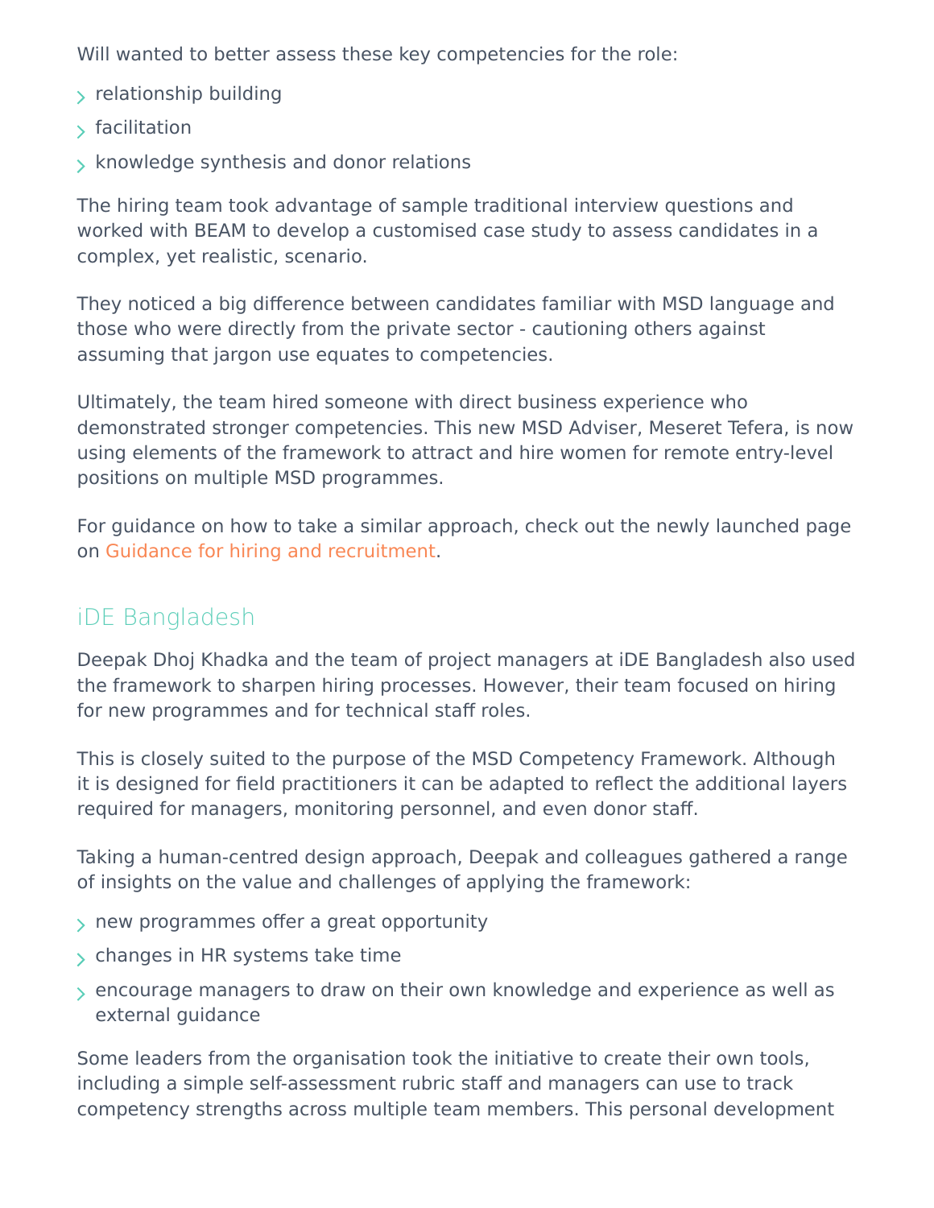Will wanted to better assess these key competencies for the role:

- relationship building
- facilitation
- knowledge synthesis and donor relations

The hiring team took advantage of sample traditional interview questions and worked with BEAM to develop a customised case study to assess candidates in a complex, yet realistic, scenario.

They noticed a big difference between candidates familiar with MSD language and those who were directly from the private sector - cautioning others against assuming that jargon use equates to competencies.

Ultimately, the team hired someone with direct business experience who demonstrated stronger competencies. This new MSD Adviser, Meseret Tefera, is now using elements of the framework to attract and hire women for remote entry-level positions on multiple MSD programmes.

For guidance on how to take a similar approach, check out the newly launched page on Guidance for hiring and recruitment.

## iDE Bangladesh

Deepak Dhoj Khadka and the team of project managers at iDE Bangladesh also used the framework to sharpen hiring processes. However, their team focused on hiring for new programmes and for technical staff roles.

This is closely suited to the purpose of the MSD Competency Framework. Although it is designed for field practitioners it can be adapted to reflect the additional layers required for managers, monitoring personnel, and even donor staff.

Taking a human-centred design approach, Deepak and colleagues gathered a range of insights on the value and challenges of applying the framework:

- new programmes offer a great opportunity
- changes in HR systems take time
- encourage managers to draw on their own knowledge and experience as well as external guidance

Some leaders from the organisation took the initiative to create their own tools, including a simple self-assessment rubric staff and managers can use to track competency strengths across multiple team members. This personal development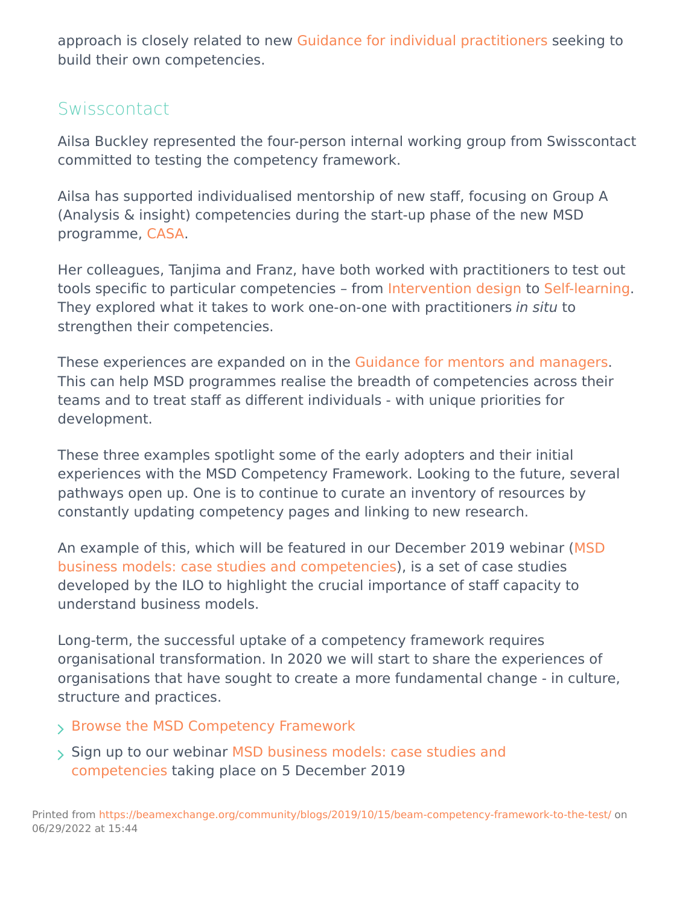approach is closely related to new Guidance for individual practitioners seeking to build their own competencies.

## Swisscontact

Ailsa Buckley represented the four-person internal working group from Swisscontact committed to testing the competency framework.

Ailsa has supported individualised mentorship of new staff, focusing on Group A (Analysis & insight) competencies during the start-up phase of the new MSD programme, CASA.

Her colleagues, Tanjima and Franz, have both worked with practitioners to test out tools specific to particular competencies – from Intervention design to Self-learning. They explored what it takes to work one-on-one with practitioners *in situ* to strengthen their competencies.

These experiences are expanded on in the Guidance for mentors and managers. This can help MSD programmes realise the breadth of competencies across their teams and to treat staff as different individuals - with unique priorities for development.

These three examples spotlight some of the early adopters and their initial experiences with the MSD Competency Framework. Looking to the future, several pathways open up. One is to continue to curate an inventory of resources by constantly updating competency pages and linking to new research.

An example of this, which will be featured in our December 2019 webinar (MSD business models: case studies and competencies), is a set of case studies developed by the ILO to highlight the crucial importance of staff capacity to understand business models.

Long-term, the successful uptake of a competency framework requires organisational transformation. In 2020 we will start to share the experiences of organisations that have sought to create a more fundamental change - in culture, structure and practices.

- Browse the MSD Competency Framework
- Sign up to our webinar MSD business models: case studies and competencies taking place on 5 December 2019

Printed from https://beamexchange.org/community/blogs/2019/10/15/beam-competency-framework-to-the-test/ on 06/29/2022 at 15:44